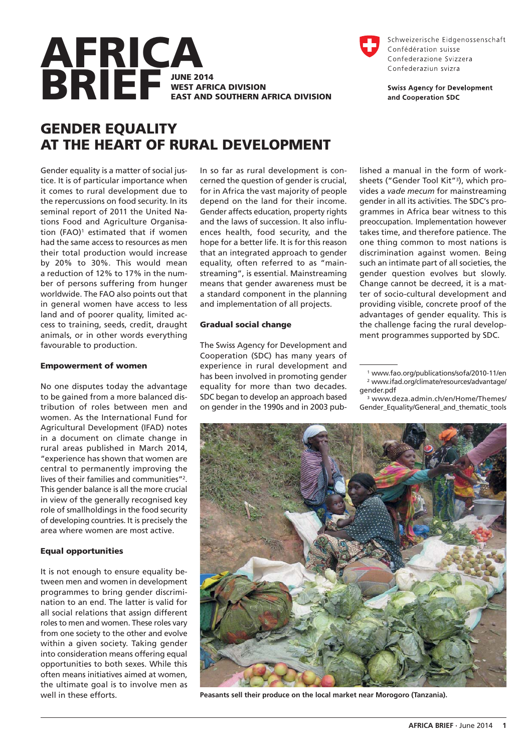# AFRICA BRIEF

**JUNE 2014**
**WEST AFRICA DIVISION**
**EAST AND SOUTHERN AFRICA DIVISION**

Schweizerische Eidgenossenschaft
Confédération suisse
Confederazione Svizzera
Confederaziun svizra

**Swiss Agency for Development and Cooperation SDC**

## GENDER EQUALITY AT THE HEART OF RURAL DEVELOPMENT

Gender equality is a matter of social justice. It is of particular importance when it comes to rural development due to the repercussions on food security. In its seminal report of 2011 the United Nations Food and Agriculture Organisation (FAO)[1] estimated that if women had the same access to resources as men their total production would increase by 20% to 30%. This would mean a reduction of 12% to 17% in the number of persons suffering from hunger worldwide. The FAO also points out that in general women have access to less land and of poorer quality, limited access to training, seeds, credit, draught animals, or in other words everything favourable to production.

### Empowerment of women

No one disputes today the advantage to be gained from a more balanced distribution of roles between men and women. As the International Fund for Agricultural Development (IFAD) notes in a document on climate change in rural areas published in March 2014, "experience has shown that women are central to permanently improving the lives of their families and communities"[2]. This gender balance is all the more crucial in view of the generally recognised key role of smallholdings in the food security of developing countries. It is precisely the area where women are most active.

### Equal opportunities

It is not enough to ensure equality between men and women in development programmes to bring gender discrimination to an end. The latter is valid for all social relations that assign different roles to men and women. These roles vary from one society to the other and evolve within a given society. Taking gender into consideration means offering equal opportunities to both sexes. While this often means initiatives aimed at women, the ultimate goal is to involve men as well in these efforts.

In so far as rural development is concerned the question of gender is crucial, for in Africa the vast majority of people depend on the land for their income. Gender affects education, property rights and the laws of succession. It also influences health, food security, and the hope for a better life. It is for this reason that an integrated approach to gender equality, often referred to as "mainstreaming", is essential. Mainstreaming means that gender awareness must be a standard component in the planning and implementation of all projects.

### Gradual social change

The Swiss Agency for Development and Cooperation (SDC) has many years of experience in rural development and has been involved in promoting gender equality for more than two decades. SDC began to develop an approach based on gender in the 1990s and in 2003 published a manual in the form of worksheets ("Gender Tool Kit"[3]), which provides a *vade mecum* for mainstreaming gender in all its activities. The SDC's programmes in Africa bear witness to this preoccupation. Implementation however takes time, and therefore patience. The one thing common to most nations is discrimination against women. Being such an intimate part of all societies, the gender question evolves but slowly. Change cannot be decreed, it is a matter of socio-cultural development and providing visible, concrete proof of the advantages of gender equality. This is the challenge facing the rural development programmes supported by SDC.

[1] www.fao.org/publications/sofa/2010-11/en
[2] www.ifad.org/climate/resources/advantage/gender.pdf
[3] www.deza.admin.ch/en/Home/Themes/Gender_Equality/General_and_thematic_tools

**Peasants sell their produce on the local market near Morogoro (Tanzania).**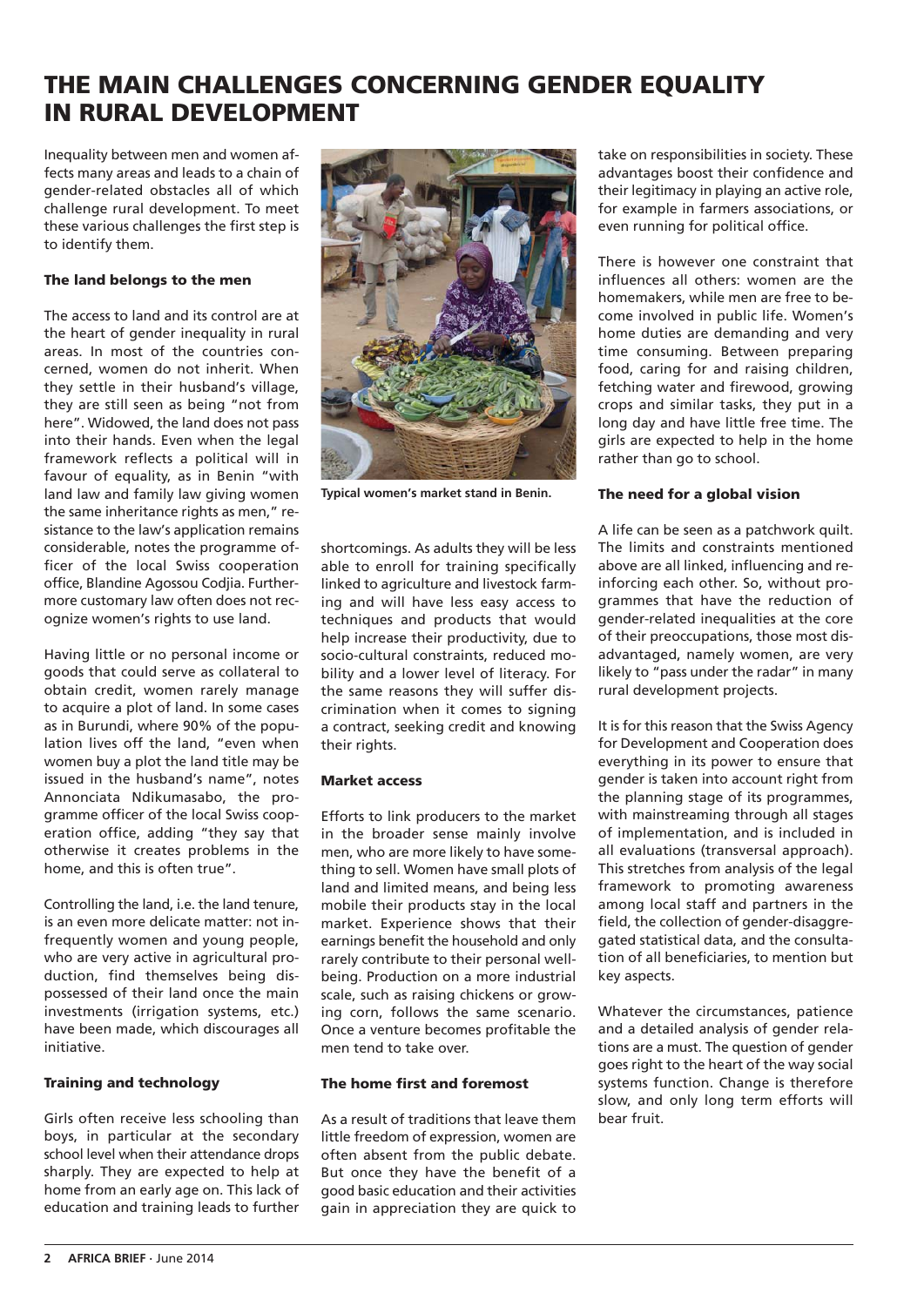# THE MAIN CHALLENGES CONCERNING GENDER EQUALITY IN RURAL DEVELOPMENT

Inequality between men and women affects many areas and leads to a chain of gender-related obstacles all of which challenge rural development. To meet these various challenges the first step is to identify them.

### The land belongs to the men

The access to land and its control are at the heart of gender inequality in rural areas. In most of the countries concerned, women do not inherit. When they settle in their husband's village, they are still seen as being "not from here". Widowed, the land does not pass into their hands. Even when the legal framework reflects a political will in favour of equality, as in Benin "with land law and family law giving women the same inheritance rights as men," resistance to the law's application remains considerable, notes the programme officer of the local Swiss cooperation office, Blandine Agossou Codjia. Furthermore customary law often does not recognize women's rights to use land.

Having little or no personal income or goods that could serve as collateral to obtain credit, women rarely manage to acquire a plot of land. In some cases as in Burundi, where 90% of the population lives off the land, "even when women buy a plot the land title may be issued in the husband's name", notes Annonciata Ndikumasabo, the programme officer of the local Swiss cooperation office, adding "they say that otherwise it creates problems in the home, and this is often true".

Controlling the land, i.e. the land tenure, is an even more delicate matter: not infrequently women and young people, who are very active in agricultural production, find themselves being dispossessed of their land once the main investments (irrigation systems, etc.) have been made, which discourages all initiative.

### Training and technology

Girls often receive less schooling than boys, in particular at the secondary school level when their attendance drops sharply. They are expected to help at home from an early age on. This lack of education and training leads to further shortcomings. As adults they will be less able to enroll for training specifically linked to agriculture and livestock farming and will have less easy access to techniques and products that would help increase their productivity, due to socio-cultural constraints, reduced mobility and a lower level of literacy. For the same reasons they will suffer discrimination when it comes to signing a contract, seeking credit and knowing their rights.

Typical women's market stand in Benin.

### Market access

Efforts to link producers to the market in the broader sense mainly involve men, who are more likely to have something to sell. Women have small plots of land and limited means, and being less mobile their products stay in the local market. Experience shows that their earnings benefit the household and only rarely contribute to their personal wellbeing. Production on a more industrial scale, such as raising chickens or growing corn, follows the same scenario. Once a venture becomes profitable the men tend to take over.

### The home first and foremost

As a result of traditions that leave them little freedom of expression, women are often absent from the public debate. But once they have the benefit of a good basic education and their activities gain in appreciation they are quick to take on responsibilities in society. These advantages boost their confidence and their legitimacy in playing an active role, for example in farmers associations, or even running for political office.

There is however one constraint that influences all others: women are the homemakers, while men are free to become involved in public life. Women's home duties are demanding and very time consuming. Between preparing food, caring for and raising children, fetching water and firewood, growing crops and similar tasks, they put in a long day and have little free time. The girls are expected to help in the home rather than go to school.

### The need for a global vision

A life can be seen as a patchwork quilt. The limits and constraints mentioned above are all linked, influencing and reinforcing each other. So, without programmes that have the reduction of gender-related inequalities at the core of their preoccupations, those most disadvantaged, namely women, are very likely to "pass under the radar" in many rural development projects.

It is for this reason that the Swiss Agency for Development and Cooperation does everything in its power to ensure that gender is taken into account right from the planning stage of its programmes, with mainstreaming through all stages of implementation, and is included in all evaluations (transversal approach). This stretches from analysis of the legal framework to promoting awareness among local staff and partners in the field, the collection of gender-disaggregated statistical data, and the consultation of all beneficiaries, to mention but key aspects.

Whatever the circumstances, patience and a detailed analysis of gender relations are a must. The question of gender goes right to the heart of the way social systems function. Change is therefore slow, and only long term efforts will bear fruit.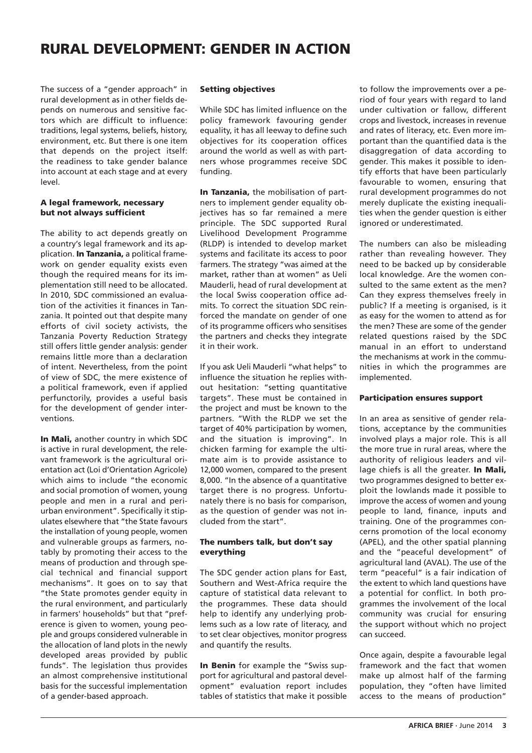# RURAL DEVELOPMENT: GENDER IN ACTION

The success of a "gender approach" in rural development as in other fields depends on numerous and sensitive factors which are difficult to influence: traditions, legal systems, beliefs, history, environment, etc. But there is one item that depends on the project itself: the readiness to take gender balance into account at each stage and at every level.

### A legal framework, necessary but not always sufficient

The ability to act depends greatly on a country's legal framework and its application. **In Tanzania,** a political framework on gender equality exists even though the required means for its implementation still need to be allocated. In 2010, SDC commissioned an evaluation of the activities it finances in Tanzania. It pointed out that despite many efforts of civil society activists, the Tanzania Poverty Reduction Strategy still offers little gender analysis: gender remains little more than a declaration of intent. Nevertheless, from the point of view of SDC, the mere existence of a political framework, even if applied perfunctorily, provides a useful basis for the development of gender interventions.

**In Mali,** another country in which SDC is active in rural development, the relevant framework is the agricultural orientation act (Loi d'Orientation Agricole) which aims to include "the economic and social promotion of women, young people and men in a rural and peri-urban environment". Specifically it stipulates elsewhere that "the State favours the installation of young people, women and vulnerable groups as farmers, notably by promoting their access to the means of production and through special technical and financial support mechanisms". It goes on to say that "the State promotes gender equity in the rural environment, and particularly in farmers' households" but that "preference is given to women, young people and groups considered vulnerable in the allocation of land plots in the newly developed areas provided by public funds". The legislation thus provides an almost comprehensive institutional basis for the successful implementation of a gender-based approach.

### Setting objectives

While SDC has limited influence on the policy framework favouring gender equality, it has all leeway to define such objectives for its cooperation offices around the world as well as with partners whose programmes receive SDC funding.

**In Tanzania,** the mobilisation of partners to implement gender equality objectives has so far remained a mere principle. The SDC supported Rural Livelihood Development Programme (RLDP) is intended to develop market systems and facilitate its access to poor farmers. The strategy "was aimed at the market, rather than at women" as Ueli Mauderli, head of rural development at the local Swiss cooperation office admits. To correct the situation SDC reinforced the mandate on gender of one of its programme officers who sensitises the partners and checks they integrate it in their work.

If you ask Ueli Mauderli "what helps" to influence the situation he replies without hesitation: "setting quantitative targets". These must be contained in the project and must be known to the partners. "With the RLDP we set the target of 40% participation by women, and the situation is improving". In chicken farming for example the ultimate aim is to provide assistance to 12,000 women, compared to the present 8,000. "In the absence of a quantitative target there is no progress. Unfortunately there is no basis for comparison, as the question of gender was not included from the start".

### The numbers talk, but don't say everything

The SDC gender action plans for East, Southern and West-Africa require the capture of statistical data relevant to the programmes. These data should help to identify any underlying problems such as a low rate of literacy, and to set clear objectives, monitor progress and quantify the results.

**In Benin** for example the "Swiss support for agricultural and pastoral development" evaluation report includes tables of statistics that make it possible to follow the improvements over a period of four years with regard to land under cultivation or fallow, different crops and livestock, increases in revenue and rates of literacy, etc. Even more important than the quantified data is the disaggregation of data according to gender. This makes it possible to identify efforts that have been particularly favourable to women, ensuring that rural development programmes do not merely duplicate the existing inequalities when the gender question is either ignored or underestimated.

The numbers can also be misleading rather than revealing however. They need to be backed up by considerable local knowledge. Are the women consulted to the same extent as the men? Can they express themselves freely in public? If a meeting is organised, is it as easy for the women to attend as for the men? These are some of the gender related questions raised by the SDC manual in an effort to understand the mechanisms at work in the communities in which the programmes are implemented.

### Participation ensures support

In an area as sensitive of gender relations, acceptance by the communities involved plays a major role. This is all the more true in rural areas, where the authority of religious leaders and village chiefs is all the greater. **In Mali,** two programmes designed to better exploit the lowlands made it possible to improve the access of women and young people to land, finance, inputs and training. One of the programmes concerns promotion of the local economy (APEL), and the other spatial planning and the "peaceful development" of agricultural land (AVAL). The use of the term "peaceful" is a fair indication of the extent to which land questions have a potential for conflict. In both programmes the involvement of the local community was crucial for ensuring the support without which no project can succeed.

Once again, despite a favourable legal framework and the fact that women make up almost half of the farming population, they "often have limited access to the means of production"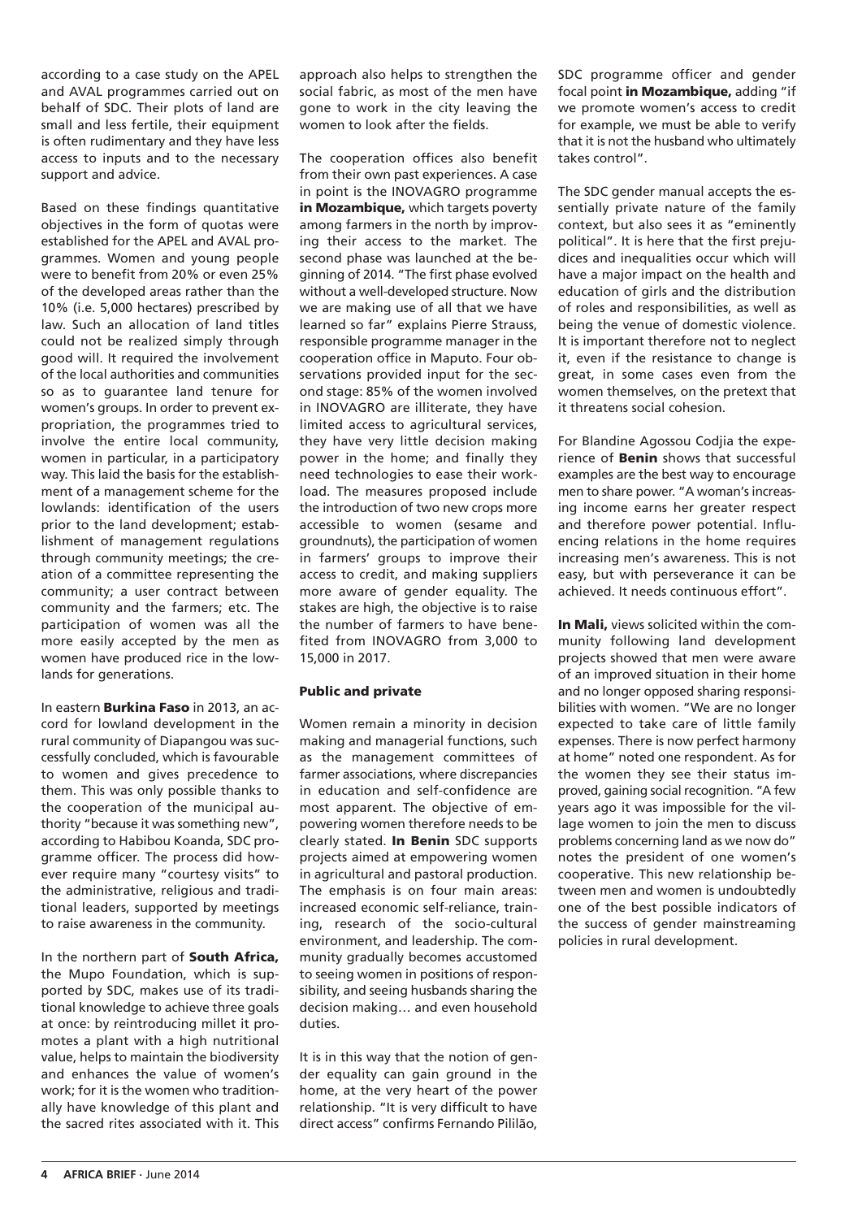according to a case study on the APEL and AVAL programmes carried out on behalf of SDC. Their plots of land are small and less fertile, their equipment is often rudimentary and they have less access to inputs and to the necessary support and advice.

Based on these findings quantitative objectives in the form of quotas were established for the APEL and AVAL programmes. Women and young people were to benefit from 20% or even 25% of the developed areas rather than the 10% (i.e. 5,000 hectares) prescribed by law. Such an allocation of land titles could not be realized simply through good will. It required the involvement of the local authorities and communities so as to guarantee land tenure for women's groups. In order to prevent expropriation, the programmes tried to involve the entire local community, women in particular, in a participatory way. This laid the basis for the establishment of a management scheme for the lowlands: identification of the users prior to the land development; establishment of management regulations through community meetings; the creation of a committee representing the community; a user contract between community and the farmers; etc. The participation of women was all the more easily accepted by the men as women have produced rice in the lowlands for generations.

In eastern **Burkina Faso** in 2013, an accord for lowland development in the rural community of Diapangou was successfully concluded, which is favourable to women and gives precedence to them. This was only possible thanks to the cooperation of the municipal authority "because it was something new", according to Habibou Koanda, SDC programme officer. The process did however require many "courtesy visits" to the administrative, religious and traditional leaders, supported by meetings to raise awareness in the community.

In the northern part of **South Africa,** the Mupo Foundation, which is supported by SDC, makes use of its traditional knowledge to achieve three goals at once: by reintroducing millet it promotes a plant with a high nutritional value, helps to maintain the biodiversity and enhances the value of women's work; for it is the women who traditionally have knowledge of this plant and the sacred rites associated with it. This approach also helps to strengthen the social fabric, as most of the men have gone to work in the city leaving the women to look after the fields.

The cooperation offices also benefit from their own past experiences. A case in point is the INOVAGRO programme **in Mozambique,** which targets poverty among farmers in the north by improving their access to the market. The second phase was launched at the beginning of 2014. "The first phase evolved without a well-developed structure. Now we are making use of all that we have learned so far" explains Pierre Strauss, responsible programme manager in the cooperation office in Maputo. Four observations provided input for the second stage: 85% of the women involved in INOVAGRO are illiterate, they have limited access to agricultural services, they have very little decision making power in the home; and finally they need technologies to ease their workload. The measures proposed include the introduction of two new crops more accessible to women (sesame and groundnuts), the participation of women in farmers' groups to improve their access to credit, and making suppliers more aware of gender equality. The stakes are high, the objective is to raise the number of farmers to have benefited from INOVAGRO from 3,000 to 15,000 in 2017.

### Public and private

Women remain a minority in decision making and managerial functions, such as the management committees of farmer associations, where discrepancies in education and self-confidence are most apparent. The objective of empowering women therefore needs to be clearly stated. **In Benin** SDC supports projects aimed at empowering women in agricultural and pastoral production. The emphasis is on four main areas: increased economic self-reliance, training, research of the socio-cultural environment, and leadership. The community gradually becomes accustomed to seeing women in positions of responsibility, and seeing husbands sharing the decision making… and even household duties.

It is in this way that the notion of gender equality can gain ground in the home, at the very heart of the power relationship. "It is very difficult to have direct access" confirms Fernando Pililão, SDC programme officer and gender focal point **in Mozambique,** adding "if we promote women's access to credit for example, we must be able to verify that it is not the husband who ultimately takes control".

The SDC gender manual accepts the essentially private nature of the family context, but also sees it as "eminently political". It is here that the first prejudices and inequalities occur which will have a major impact on the health and education of girls and the distribution of roles and responsibilities, as well as being the venue of domestic violence. It is important therefore not to neglect it, even if the resistance to change is great, in some cases even from the women themselves, on the pretext that it threatens social cohesion.

For Blandine Agossou Codjia the experience of **Benin** shows that successful examples are the best way to encourage men to share power. "A woman's increasing income earns her greater respect and therefore power potential. Influencing relations in the home requires increasing men's awareness. This is not easy, but with perseverance it can be achieved. It needs continuous effort".

**In Mali,** views solicited within the community following land development projects showed that men were aware of an improved situation in their home and no longer opposed sharing responsibilities with women. "We are no longer expected to take care of little family expenses. There is now perfect harmony at home" noted one respondent. As for the women they see their status improved, gaining social recognition. "A few years ago it was impossible for the village women to join the men to discuss problems concerning land as we now do" notes the president of one women's cooperative. This new relationship between men and women is undoubtedly one of the best possible indicators of the success of gender mainstreaming policies in rural development.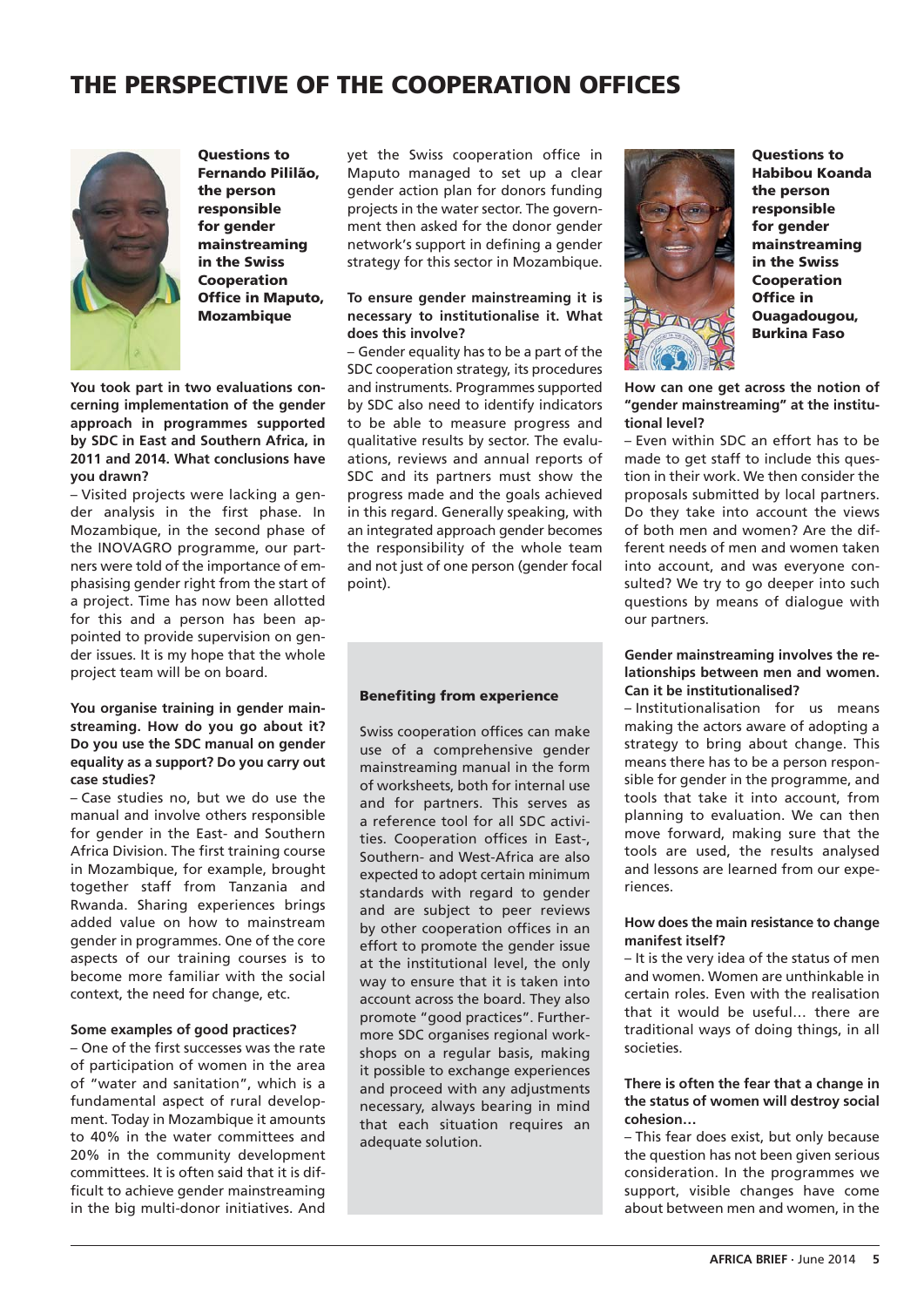# THE PERSPECTIVE OF THE COOPERATION OFFICES

**Questions to Fernando Pililão, the person responsible for gender mainstreaming in the Swiss Cooperation Office in Maputo, Mozambique**

**You took part in two evaluations concerning implementation of the gender approach in programmes supported by SDC in East and Southern Africa, in 2011 and 2014. What conclusions have you drawn?**

– Visited projects were lacking a gender analysis in the first phase. In Mozambique, in the second phase of the INOVAGRO programme, our partners were told of the importance of emphasising gender right from the start of a project. Time has now been allotted for this and a person has been appointed to provide supervision on gender issues. It is my hope that the whole project team will be on board.

**You organise training in gender mainstreaming. How do you go about it? Do you use the SDC manual on gender equality as a support? Do you carry out case studies?**

– Case studies no, but we do use the manual and involve others responsible for gender in the East- and Southern Africa Division. The first training course in Mozambique, for example, brought together staff from Tanzania and Rwanda. Sharing experiences brings added value on how to mainstream gender in programmes. One of the core aspects of our training courses is to become more familiar with the social context, the need for change, etc.

**Some examples of good practices?**

– One of the first successes was the rate of participation of women in the area of "water and sanitation", which is a fundamental aspect of rural development. Today in Mozambique it amounts to 40% in the water committees and 20% in the community development committees. It is often said that it is difficult to achieve gender mainstreaming in the big multi-donor initiatives. And yet the Swiss cooperation office in Maputo managed to set up a clear gender action plan for donors funding projects in the water sector. The government then asked for the donor gender network's support in defining a gender strategy for this sector in Mozambique.

**To ensure gender mainstreaming it is necessary to institutionalise it. What does this involve?**

– Gender equality has to be a part of the SDC cooperation strategy, its procedures and instruments. Programmes supported by SDC also need to identify indicators to be able to measure progress and qualitative results by sector. The evaluations, reviews and annual reports of SDC and its partners must show the progress made and the goals achieved in this regard. Generally speaking, with an integrated approach gender becomes the responsibility of the whole team and not just of one person (gender focal point).

### Benefiting from experience

Swiss cooperation offices can make use of a comprehensive gender mainstreaming manual in the form of worksheets, both for internal use and for partners. This serves as a reference tool for all SDC activities. Cooperation offices in East-, Southern- and West-Africa are also expected to adopt certain minimum standards with regard to gender and are subject to peer reviews by other cooperation offices in an effort to promote the gender issue at the institutional level, the only way to ensure that it is taken into account across the board. They also promote "good practices". Furthermore SDC organises regional workshops on a regular basis, making it possible to exchange experiences and proceed with any adjustments necessary, always bearing in mind that each situation requires an adequate solution.

**Questions to Habibou Koanda the person responsible for gender mainstreaming in the Swiss Cooperation Office in Ouagadougou, Burkina Faso**

**How can one get across the notion of "gender mainstreaming" at the institutional level?**

– Even within SDC an effort has to be made to get staff to include this question in their work. We then consider the proposals submitted by local partners. Do they take into account the views of both men and women? Are the different needs of men and women taken into account, and was everyone consulted? We try to go deeper into such questions by means of dialogue with our partners.

**Gender mainstreaming involves the relationships between men and women. Can it be institutionalised?**

– Institutionalisation for us means making the actors aware of adopting a strategy to bring about change. This means there has to be a person responsible for gender in the programme, and tools that take it into account, from planning to evaluation. We can then move forward, making sure that the tools are used, the results analysed and lessons are learned from our experiences.

**How does the main resistance to change manifest itself?**

– It is the very idea of the status of men and women. Women are unthinkable in certain roles. Even with the realisation that it would be useful… there are traditional ways of doing things, in all societies.

**There is often the fear that a change in the status of women will destroy social cohesion…**

– This fear does exist, but only because the question has not been given serious consideration. In the programmes we support, visible changes have come about between men and women, in the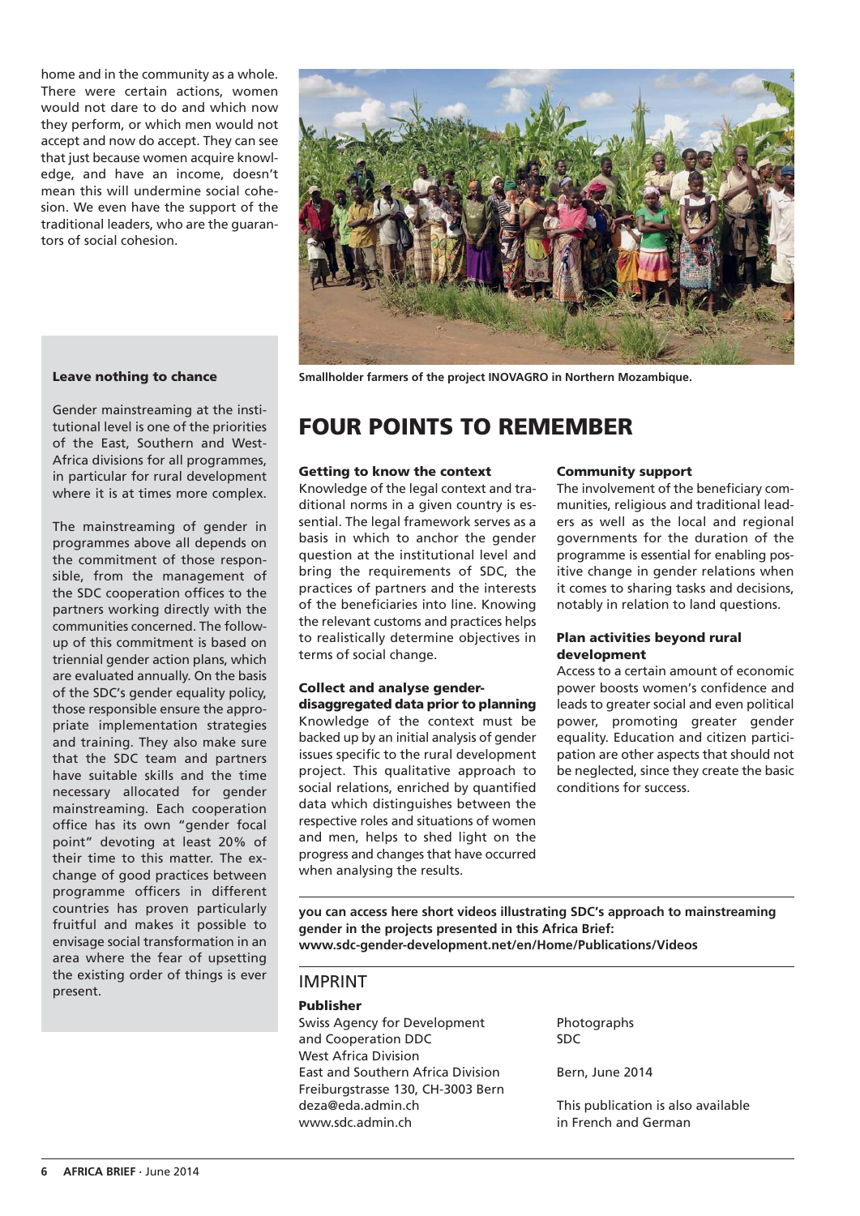home and in the community as a whole. There were certain actions, women would not dare to do and which now they perform, or which men would not accept and now do accept. They can see that just because women acquire knowledge, and have an income, doesn't mean this will undermine social cohesion. We even have the support of the traditional leaders, who are the guarantors of social cohesion.

**Leave nothing to chance**

Gender mainstreaming at the institutional level is one of the priorities of the East, Southern and West-Africa divisions for all programmes, in particular for rural development where it is at times more complex.

The mainstreaming of gender in programmes above all depends on the commitment of those responsible, from the management of the SDC cooperation offices to the partners working directly with the communities concerned. The follow-up of this commitment is based on triennial gender action plans, which are evaluated annually. On the basis of the SDC's gender equality policy, those responsible ensure the appropriate implementation strategies and training. They also make sure that the SDC team and partners have suitable skills and the time necessary allocated for gender mainstreaming. Each cooperation office has its own "gender focal point" devoting at least 20% of their time to this matter. The exchange of good practices between programme officers in different countries has proven particularly fruitful and makes it possible to envisage social transformation in an area where the fear of upsetting the existing order of things is ever present.

**Smallholder farmers of the project INOVAGRO in Northern Mozambique.**

## FOUR POINTS TO REMEMBER

### Getting to know the context

Knowledge of the legal context and traditional norms in a given country is essential. The legal framework serves as a basis in which to anchor the gender question at the institutional level and bring the requirements of SDC, the practices of partners and the interests of the beneficiaries into line. Knowing the relevant customs and practices helps to realistically determine objectives in terms of social change.

### Collect and analyse gender-disaggregated data prior to planning

Knowledge of the context must be backed up by an initial analysis of gender issues specific to the rural development project. This qualitative approach to social relations, enriched by quantified data which distinguishes between the respective roles and situations of women and men, helps to shed light on the progress and changes that have occurred when analysing the results.

### Community support

The involvement of the beneficiary communities, religious and traditional leaders as well as the local and regional governments for the duration of the programme is essential for enabling positive change in gender relations when it comes to sharing tasks and decisions, notably in relation to land questions.

### Plan activities beyond rural development

Access to a certain amount of economic power boosts women's confidence and leads to greater social and even political power, promoting greater gender equality. Education and citizen participation are other aspects that should not be neglected, since they create the basic conditions for success.

**you can access here short videos illustrating SDC's approach to mainstreaming gender in the projects presented in this Africa Brief:**
**www.sdc-gender-development.net/en/Home/Publications/Videos**

## IMPRINT

**Publisher**

Swiss Agency for Development and Cooperation DDC
West Africa Division
East and Southern Africa Division
Freiburgstrasse 130, CH-3003 Bern
deza@eda.admin.ch
www.sdc.admin.ch

Photographs
SDC

Bern, June 2014

This publication is also available in French and German